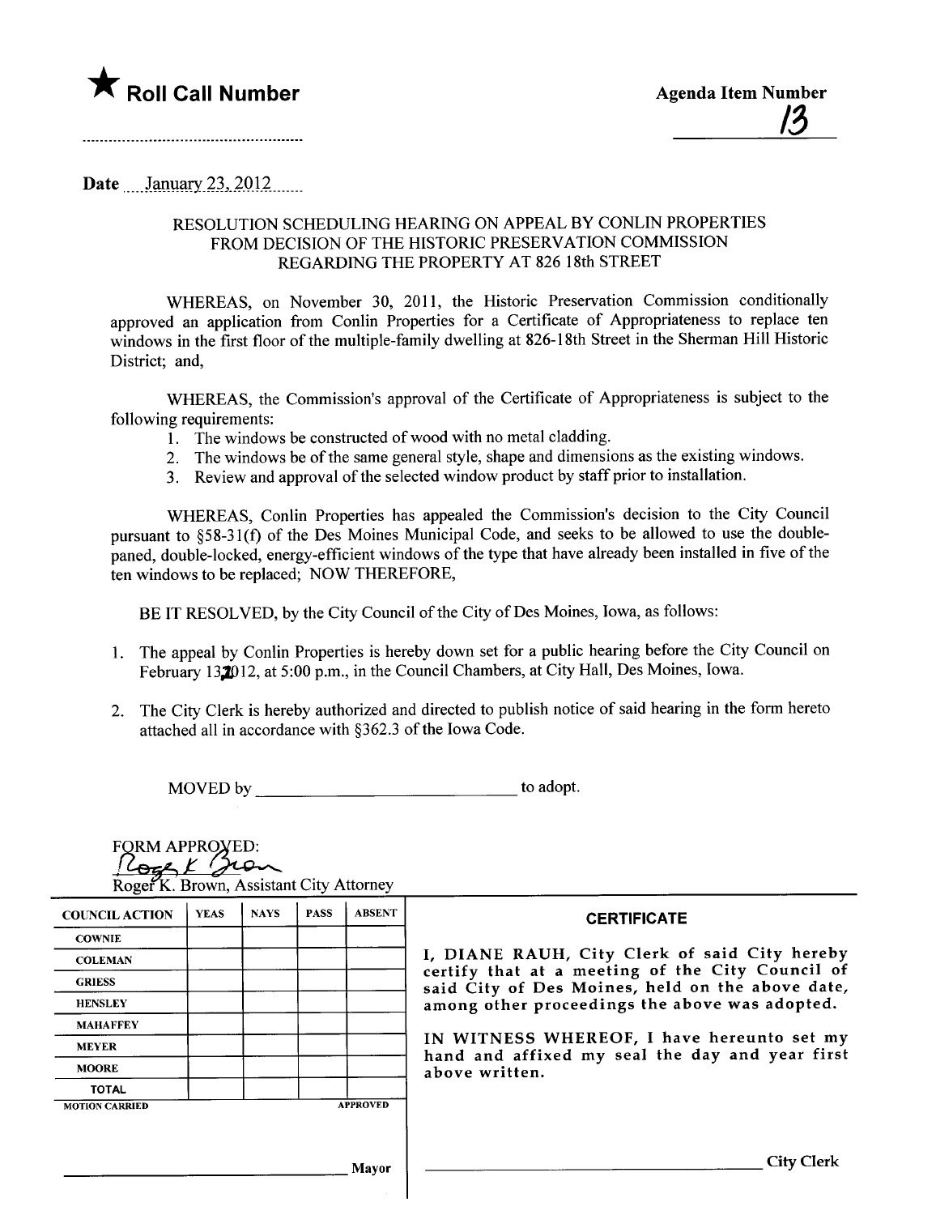★ **Roll Call Number**

..................................................

**Agenda Item Number**

13

Date January 23, 2012

RESOLUTION SCHEDULING HEARING ON APPEAL BY CONLIN PROPERTIES FROM DECISION OF THE HISTORIC PRESERVATION COMMISSION REGARDING THE PROPERTY AT 826 18th STREET

WHEREAS, on November 30, 2011, the Historic Preservation Commission conditionally approved an application from Conlin Properties for a Certificate of Appropriateness to replace ten windows in the first floor of the multiple-family dwelling at 826-18th Street in the Sherman Hill Historic District; and,

WHEREAS, the Commission's approval of the Certificate of Appropriateness is subject to the following requirements:

1. The windows be constructed of wood with no metal cladding.
2. The windows be of the same general style, shape and dimensions as the existing windows.
3. Review and approval of the selected window product by staff prior to installation.

WHEREAS, Conlin Properties has appealed the Commission's decision to the City Council pursuant to §58-31(f) of the Des Moines Municipal Code, and seeks to be allowed to use the double-paned, double-locked, energy-efficient windows of the type that have already been installed in five of the ten windows to be replaced; NOW THEREFORE,

BE IT RESOLVED, by the City Council of the City of Des Moines, Iowa, as follows:

1. The appeal by Conlin Properties is hereby down set for a public hearing before the City Council on February 13, 2012, at 5:00 p.m., in the Council Chambers, at City Hall, Des Moines, Iowa.
2. The City Clerk is hereby authorized and directed to publish notice of said hearing in the form hereto attached all in accordance with §362.3 of the Iowa Code.

MOVED by ______________________________ to adopt.

FORM APPROVED:

Roger K. Brown

Roger K. Brown, Assistant City Attorney

| COUNCIL ACTION | YEAS | NAYS | PASS | ABSENT |
|---|---|---|---|---|
| COWNIE | | | | |
| COLEMAN | | | | |
| GRIESS | | | | |
| HENSLEY | | | | |
| MAHAFFEY | | | | |
| MEYER | | | | |
| MOORE | | | | |
| TOTAL | | | | |
| MOTION CARRIED | | | | APPROVED |

______________________________ Mayor

**CERTIFICATE**

I, DIANE RAUH, City Clerk of said City hereby certify that at a meeting of the City Council of said City of Des Moines, held on the above date, among other proceedings the above was adopted.

IN WITNESS WHEREOF, I have hereunto set my hand and affixed my seal the day and year first above written.

______________________________ City Clerk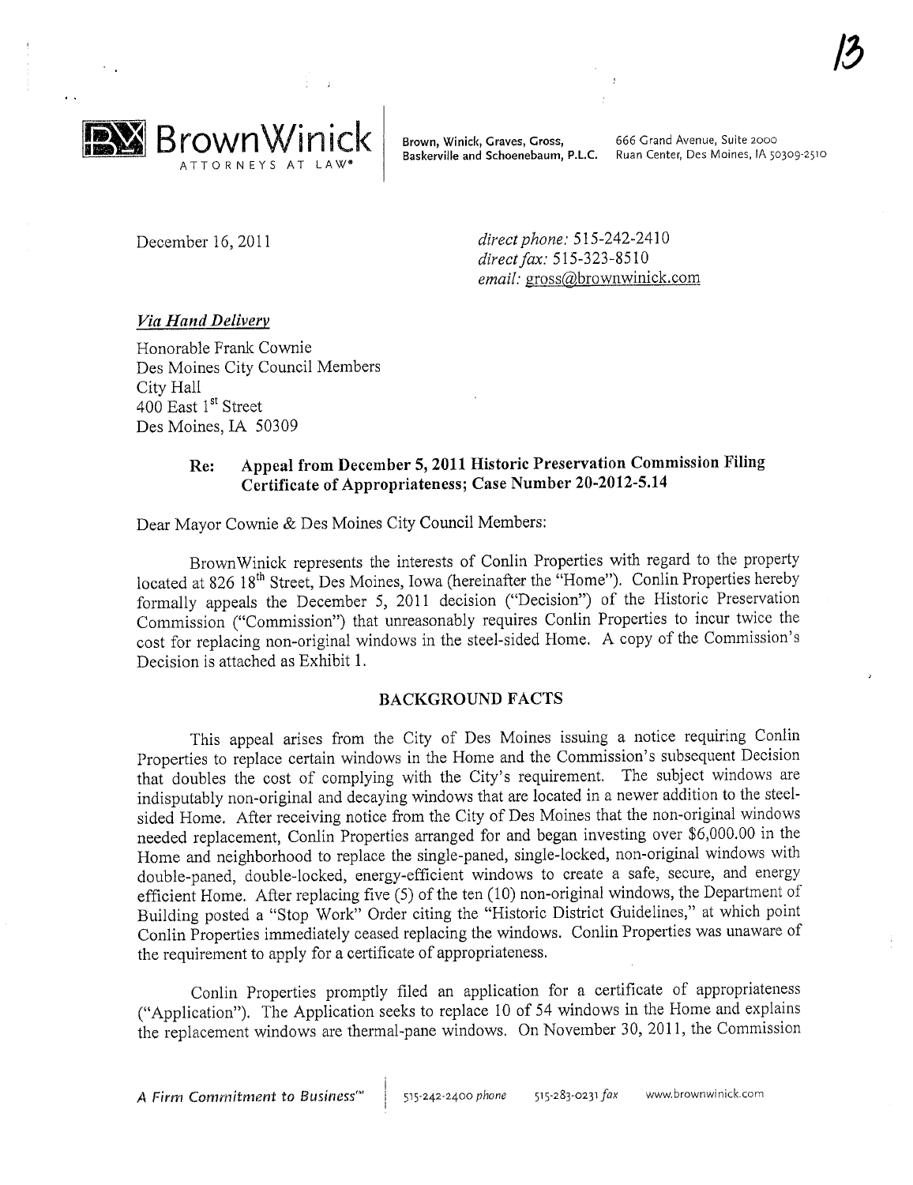BrownWinick ATTORNEYS AT LAW®

Brown, Winick, Graves, Gross, Baskerville and Schoenebaum, P.L.C.

666 Grand Avenue, Suite 2000
Ruan Center, Des Moines, IA 50309-2510

December 16, 2011

*direct phone:* 515-242-2410
*direct fax:* 515-323-8510
*email:* gross@brownwinick.com

***Via Hand Delivery***

Honorable Frank Cownie
Des Moines City Council Members
City Hall
400 East 1st Street
Des Moines, IA 50309

**Re: Appeal from December 5, 2011 Historic Preservation Commission Filing Certificate of Appropriateness; Case Number 20-2012-5.14**

Dear Mayor Cownie & Des Moines City Council Members:

BrownWinick represents the interests of Conlin Properties with regard to the property located at 826 18th Street, Des Moines, Iowa (hereinafter the "Home"). Conlin Properties hereby formally appeals the December 5, 2011 decision ("Decision") of the Historic Preservation Commission ("Commission") that unreasonably requires Conlin Properties to incur twice the cost for replacing non-original windows in the steel-sided Home. A copy of the Commission's Decision is attached as Exhibit 1.

## BACKGROUND FACTS

This appeal arises from the City of Des Moines issuing a notice requiring Conlin Properties to replace certain windows in the Home and the Commission's subsequent Decision that doubles the cost of complying with the City's requirement. The subject windows are indisputably non-original and decaying windows that are located in a newer addition to the steel-sided Home. After receiving notice from the City of Des Moines that the non-original windows needed replacement, Conlin Properties arranged for and began investing over $6,000.00 in the Home and neighborhood to replace the single-paned, single-locked, non-original windows with double-paned, double-locked, energy-efficient windows to create a safe, secure, and energy efficient Home. After replacing five (5) of the ten (10) non-original windows, the Department of Building posted a "Stop Work" Order citing the "Historic District Guidelines," at which point Conlin Properties immediately ceased replacing the windows. Conlin Properties was unaware of the requirement to apply for a certificate of appropriateness.

Conlin Properties promptly filed an application for a certificate of appropriateness ("Application"). The Application seeks to replace 10 of 54 windows in the Home and explains the replacement windows are thermal-pane windows. On November 30, 2011, the Commission

*A Firm Commitment to Business*™ 515-242-2400 *phone* 515-283-0231 *fax* www.brownwinick.com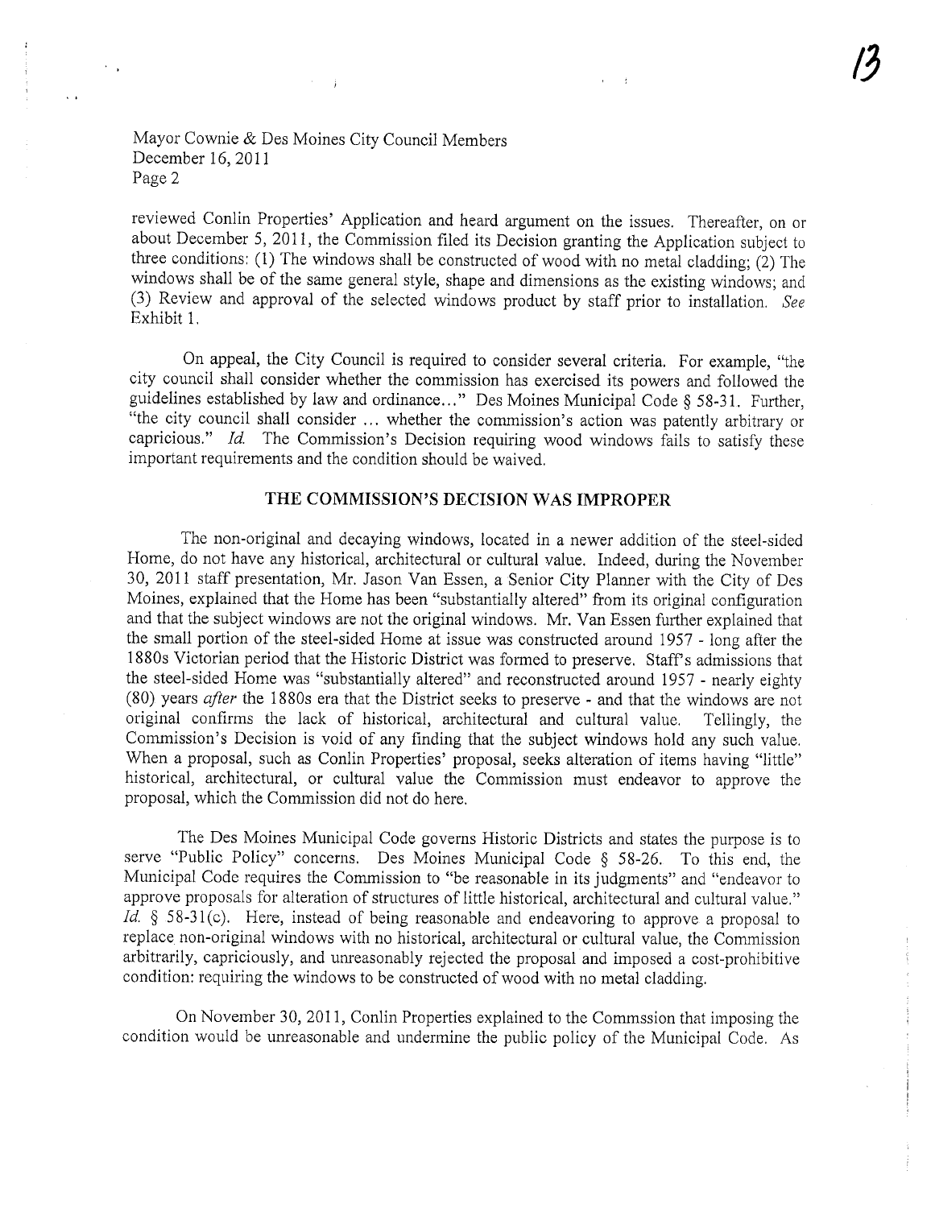reviewed Conlin Properties' Application and heard argument on the issues. Thereafter, on or about December 5, 2011, the Commission filed its Decision granting the Application subject to three conditions: (1) The windows shall be constructed of wood with no metal cladding; (2) The windows shall be of the same general style, shape and dimensions as the existing windows; and (3) Review and approval of the selected windows product by staff prior to installation. *See* Exhibit 1.

On appeal, the City Council is required to consider several criteria. For example, "the city council shall consider whether the commission has exercised its powers and followed the guidelines established by law and ordinance..." Des Moines Municipal Code § 58-31. Further, "the city council shall consider ... whether the commission's action was patently arbitrary or capricious." *Id.* The Commission's Decision requiring wood windows fails to satisfy these important requirements and the condition should be waived.

## THE COMMISSION'S DECISION WAS IMPROPER

The non-original and decaying windows, located in a newer addition of the steel-sided Home, do not have any historical, architectural or cultural value. Indeed, during the November 30, 2011 staff presentation, Mr. Jason Van Essen, a Senior City Planner with the City of Des Moines, explained that the Home has been "substantially altered" from its original configuration and that the subject windows are not the original windows. Mr. Van Essen further explained that the small portion of the steel-sided Home at issue was constructed around 1957 - long after the 1880s Victorian period that the Historic District was formed to preserve. Staff's admissions that the steel-sided Home was "substantially altered" and reconstructed around 1957 - nearly eighty (80) years *after* the 1880s era that the District seeks to preserve - and that the windows are not original confirms the lack of historical, architectural and cultural value. Tellingly, the Commission's Decision is void of any finding that the subject windows hold any such value. When a proposal, such as Conlin Properties' proposal, seeks alteration of items having "little" historical, architectural, or cultural value the Commission must endeavor to approve the proposal, which the Commission did not do here.

The Des Moines Municipal Code governs Historic Districts and states the purpose is to serve "Public Policy" concerns. Des Moines Municipal Code § 58-26. To this end, the Municipal Code requires the Commission to "be reasonable in its judgments" and "endeavor to approve proposals for alteration of structures of little historical, architectural and cultural value." *Id.* § 58-31(c). Here, instead of being reasonable and endeavoring to approve a proposal to replace non-original windows with no historical, architectural or cultural value, the Commission arbitrarily, capriciously, and unreasonably rejected the proposal and imposed a cost-prohibitive condition: requiring the windows to be constructed of wood with no metal cladding.

On November 30, 2011, Conlin Properties explained to the Commssion that imposing the condition would be unreasonable and undermine the public policy of the Municipal Code. As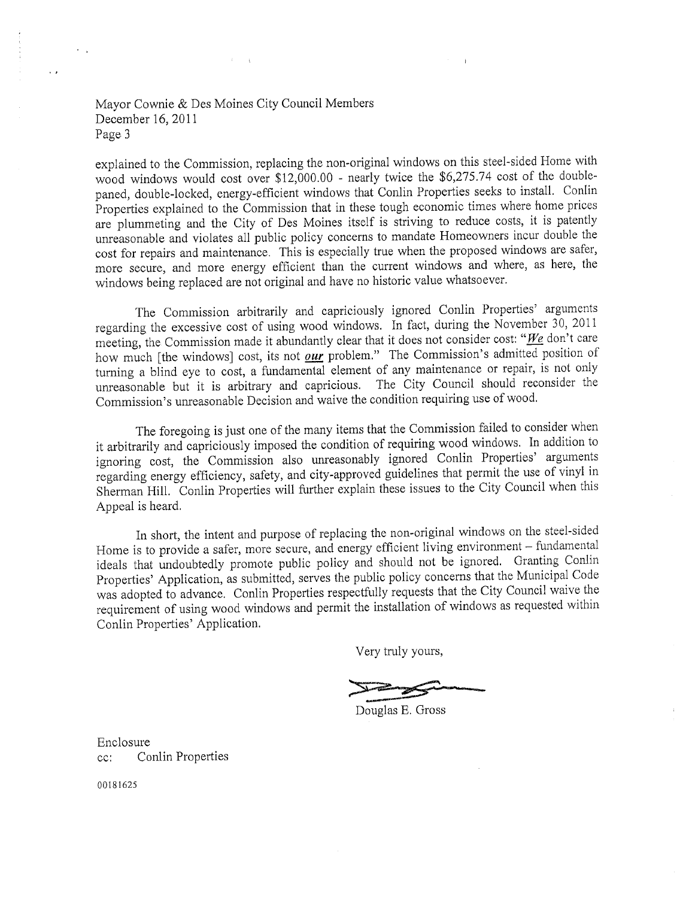explained to the Commission, replacing the non-original windows on this steel-sided Home with wood windows would cost over $12,000.00 - nearly twice the $6,275.74 cost of the double-paned, double-locked, energy-efficient windows that Conlin Properties seeks to install. Conlin Properties explained to the Commission that in these tough economic times where home prices are plummeting and the City of Des Moines itself is striving to reduce costs, it is patently unreasonable and violates all public policy concerns to mandate Homeowners incur double the cost for repairs and maintenance. This is especially true when the proposed windows are safer, more secure, and more energy efficient than the current windows and where, as here, the windows being replaced are not original and have no historic value whatsoever.

The Commission arbitrarily and capriciously ignored Conlin Properties' arguments regarding the excessive cost of using wood windows. In fact, during the November 30, 2011 meeting, the Commission made it abundantly clear that it does not consider cost: "***We*** don't care how much [the windows] cost, its not ***our*** problem." The Commission's admitted position of turning a blind eye to cost, a fundamental element of any maintenance or repair, is not only unreasonable but it is arbitrary and capricious. The City Council should reconsider the Commission's unreasonable Decision and waive the condition requiring use of wood.

The foregoing is just one of the many items that the Commission failed to consider when it arbitrarily and capriciously imposed the condition of requiring wood windows. In addition to ignoring cost, the Commission also unreasonably ignored Conlin Properties' arguments regarding energy efficiency, safety, and city-approved guidelines that permit the use of vinyl in Sherman Hill. Conlin Properties will further explain these issues to the City Council when this Appeal is heard.

In short, the intent and purpose of replacing the non-original windows on the steel-sided Home is to provide a safer, more secure, and energy efficient living environment – fundamental ideals that undoubtedly promote public policy and should not be ignored. Granting Conlin Properties' Application, as submitted, serves the public policy concerns that the Municipal Code was adopted to advance. Conlin Properties respectfully requests that the City Council waive the requirement of using wood windows and permit the installation of windows as requested within Conlin Properties' Application.

Very truly yours,

Douglas E. Gross

Enclosure
cc: Conlin Properties

00181625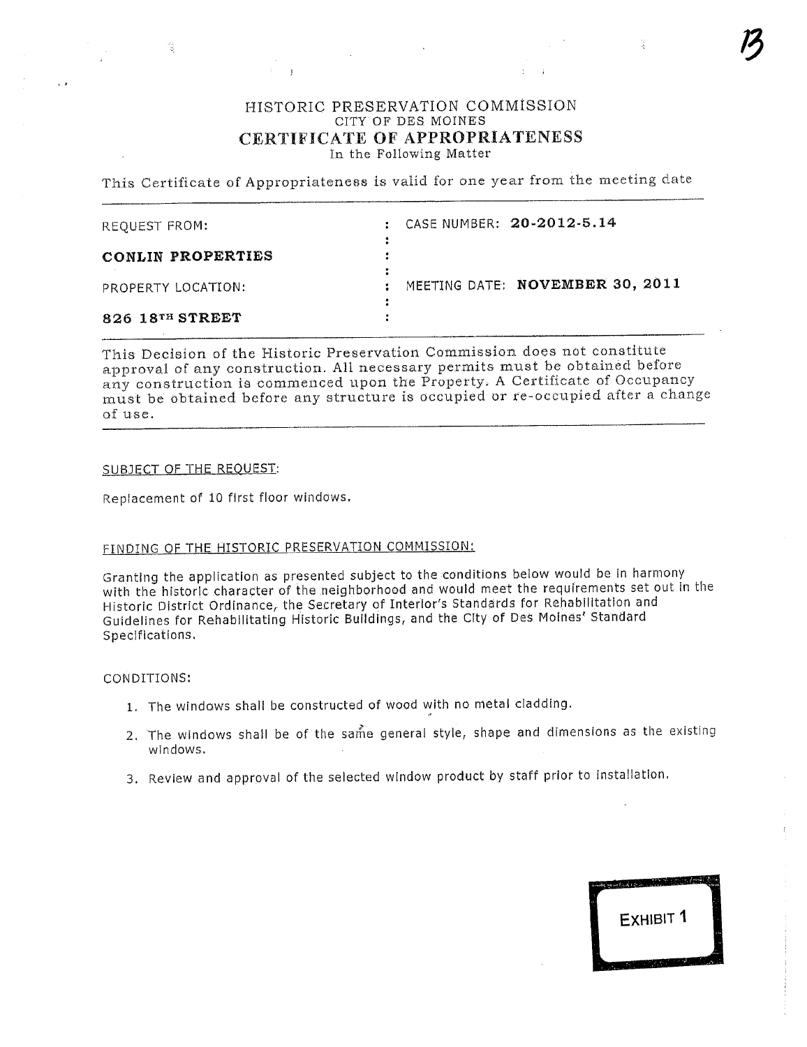# HISTORIC PRESERVATION COMMISSION
CITY OF DES MOINES

## CERTIFICATE OF APPROPRIATENESS
In the Following Matter

This Certificate of Appropriateness is valid for one year from the meeting date

| | | |
|---|---|---|
| REQUEST FROM: | : | CASE NUMBER: **20-2012-5.14** |
| **CONLIN PROPERTIES** | : | |
| PROPERTY LOCATION: | : | MEETING DATE: **NOVEMBER 30, 2011** |
| **826 18TH STREET** | : | |

This Decision of the Historic Preservation Commission does not constitute approval of any construction. All necessary permits must be obtained before any construction is commenced upon the Property. A Certificate of Occupancy must be obtained before any structure is occupied or re-occupied after a change of use.

SUBJECT OF THE REQUEST:

Replacement of 10 first floor windows.

FINDING OF THE HISTORIC PRESERVATION COMMISSION:

Granting the application as presented subject to the conditions below would be in harmony with the historic character of the neighborhood and would meet the requirements set out in the Historic District Ordinance, the Secretary of Interior's Standards for Rehabilitation and Guidelines for Rehabilitating Historic Buildings, and the City of Des Moines' Standard Specifications.

CONDITIONS:

1. The windows shall be constructed of wood with no metal cladding.
2. The windows shall be of the same general style, shape and dimensions as the existing windows.
3. Review and approval of the selected window product by staff prior to installation.

EXHIBIT 1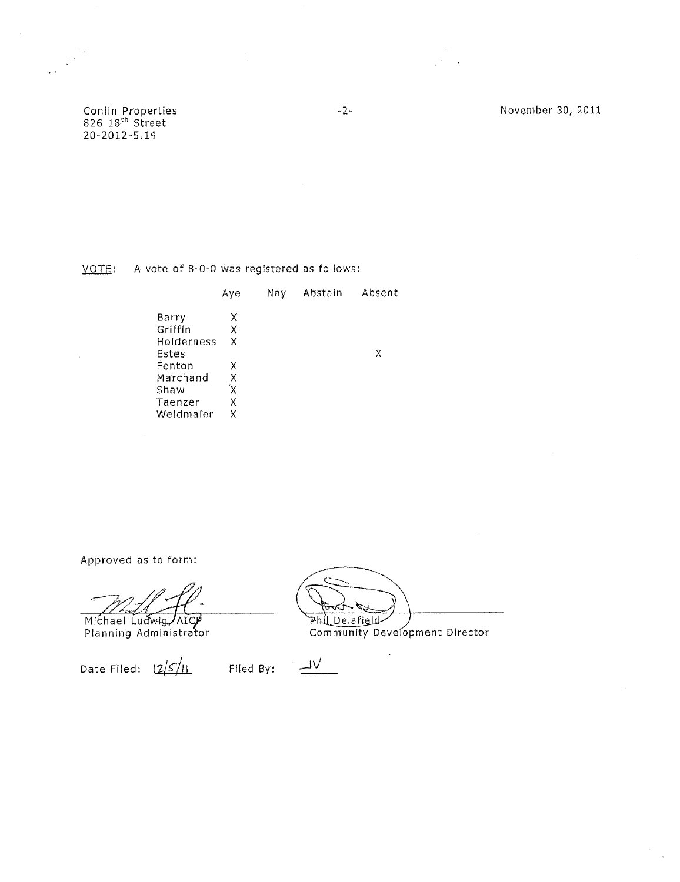Conlin Properties
826 18th Street
20-2012-5.14

November 30, 2011

VOTE: A vote of 8-0-0 was registered as follows:

| | Aye | Nay | Abstain | Absent |
|---|---|---|---|---|
| Barry | X | | | |
| Griffin | X | | | |
| Holderness | X | | | |
| Estes | | | | X |
| Fenton | X | | | |
| Marchand | X | | | |
| Shaw | X | | | |
| Taenzer | X | | | |
| Weidmaier | X | | | |

Approved as to form:

Michael Ludwig, AICP
Planning Administrator

Phil Delafield
Community Development Director

Date Filed: 12/5/11 Filed By: JV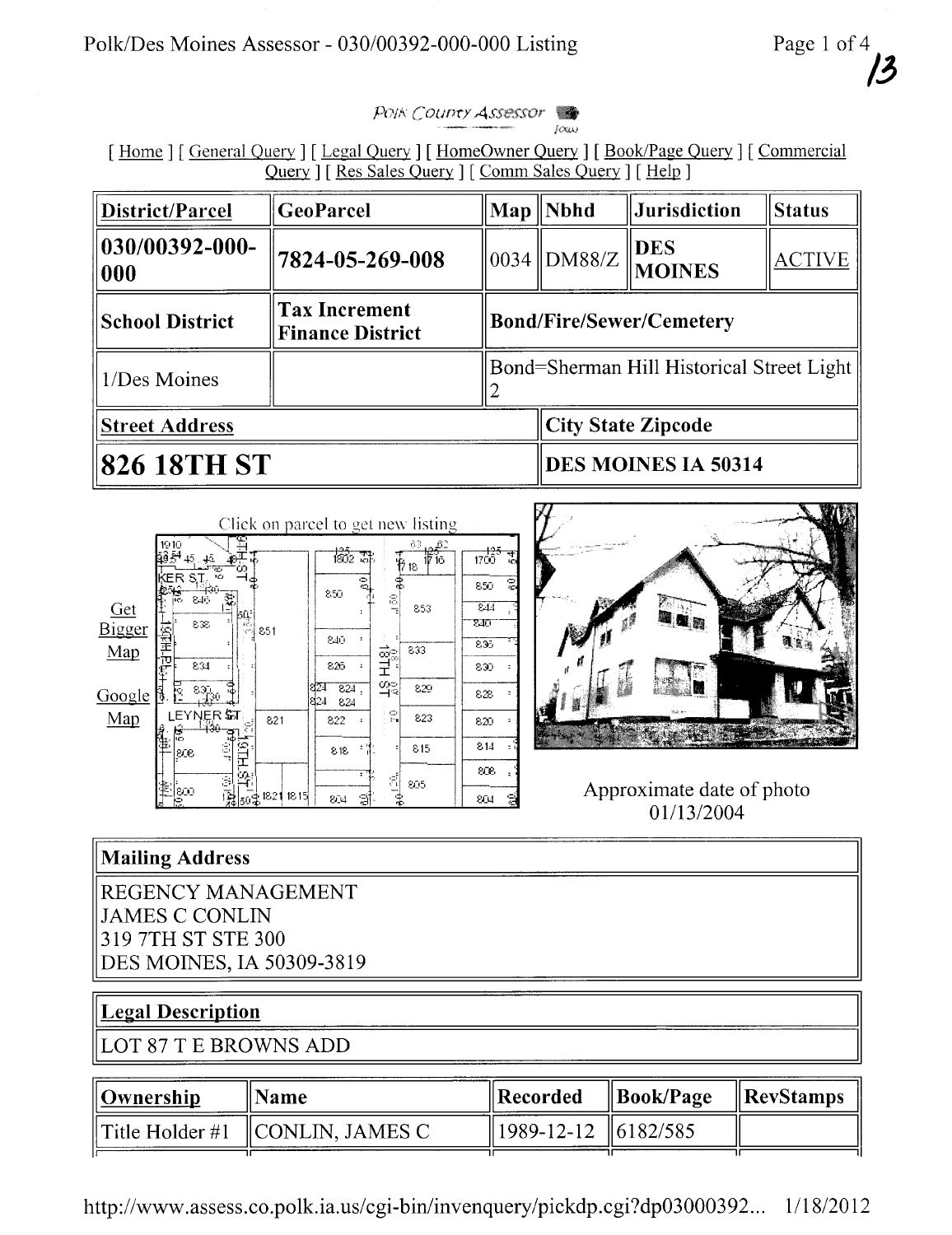Polk County Assessor

[ Home ] [ General Query ] [ Legal Query ] [ HomeOwner Query ] [ Book/Page Query ] [ Commercial Query ] [ Res Sales Query ] [ Comm Sales Query ] [ Help ]

| District/Parcel | GeoParcel | Map | Nbhd | Jurisdiction | Status |
|---|---|---|---|---|---|
| **030/00392-000-000** | **7824-05-269-008** | 0034 | DM88/Z | **DES MOINES** | ACTIVE |
| **School District** | **Tax Increment Finance District** | **Bond/Fire/Sewer/Cemetery** | | | |
| 1/Des Moines | | Bond=Sherman Hill Historical Street Light 2 | | | |
| **Street Address** | | | **City State Zipcode** | | |
| **826 18TH ST** | | | **DES MOINES IA 50314** | | |

Click on parcel to get new listing

Get Bigger Map

Google Map

Approximate date of photo 01/13/2004

| Mailing Address |
|---|
| REGENCY MANAGEMENT<br>JAMES C CONLIN<br>319 7TH ST STE 300<br>DES MOINES, IA 50309-3819 |

| Legal Description |
|---|
| LOT 87 T E BROWNS ADD |

| Ownership | Name | Recorded | Book/Page | RevStamps |
|---|---|---|---|---|
| Title Holder #1 | CONLIN, JAMES C | 1989-12-12 | 6182/585 | |